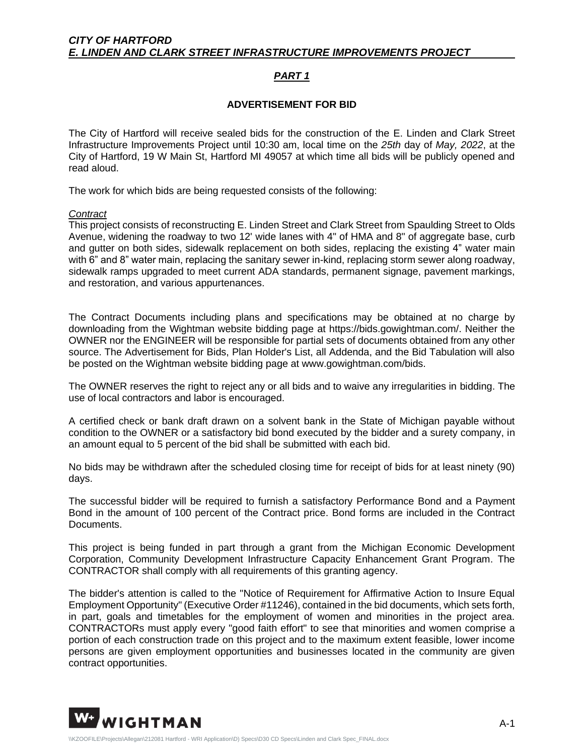***CITY OF HARTFORD***
***E. LINDEN AND CLARK STREET INFRASTRUCTURE IMPROVEMENTS PROJECT***

# *PART 1*

## ADVERTISEMENT FOR BID

The City of Hartford will receive sealed bids for the construction of the E. Linden and Clark Street Infrastructure Improvements Project until 10:30 am, local time on the *25th* day of *May, 2022*, at the City of Hartford, 19 W Main St, Hartford MI 49057 at which time all bids will be publicly opened and read aloud.

The work for which bids are being requested consists of the following:

*Contract*
This project consists of reconstructing E. Linden Street and Clark Street from Spaulding Street to Olds Avenue, widening the roadway to two 12' wide lanes with 4" of HMA and 8" of aggregate base, curb and gutter on both sides, sidewalk replacement on both sides, replacing the existing 4" water main with 6" and 8" water main, replacing the sanitary sewer in-kind, replacing storm sewer along roadway, sidewalk ramps upgraded to meet current ADA standards, permanent signage, pavement markings, and restoration, and various appurtenances.

The Contract Documents including plans and specifications may be obtained at no charge by downloading from the Wightman website bidding page at https://bids.gowightman.com/. Neither the OWNER nor the ENGINEER will be responsible for partial sets of documents obtained from any other source. The Advertisement for Bids, Plan Holder's List, all Addenda, and the Bid Tabulation will also be posted on the Wightman website bidding page at www.gowightman.com/bids.

The OWNER reserves the right to reject any or all bids and to waive any irregularities in bidding. The use of local contractors and labor is encouraged.

A certified check or bank draft drawn on a solvent bank in the State of Michigan payable without condition to the OWNER or a satisfactory bid bond executed by the bidder and a surety company, in an amount equal to 5 percent of the bid shall be submitted with each bid.

No bids may be withdrawn after the scheduled closing time for receipt of bids for at least ninety (90) days.

The successful bidder will be required to furnish a satisfactory Performance Bond and a Payment Bond in the amount of 100 percent of the Contract price. Bond forms are included in the Contract Documents.

This project is being funded in part through a grant from the Michigan Economic Development Corporation, Community Development Infrastructure Capacity Enhancement Grant Program. The CONTRACTOR shall comply with all requirements of this granting agency.

The bidder's attention is called to the "Notice of Requirement for Affirmative Action to Insure Equal Employment Opportunity" (Executive Order #11246), contained in the bid documents, which sets forth, in part, goals and timetables for the employment of women and minorities in the project area. CONTRACTORs must apply every "good faith effort" to see that minorities and women comprise a portion of each construction trade on this project and to the maximum extent feasible, lower income persons are given employment opportunities and businesses located in the community are given contract opportunities.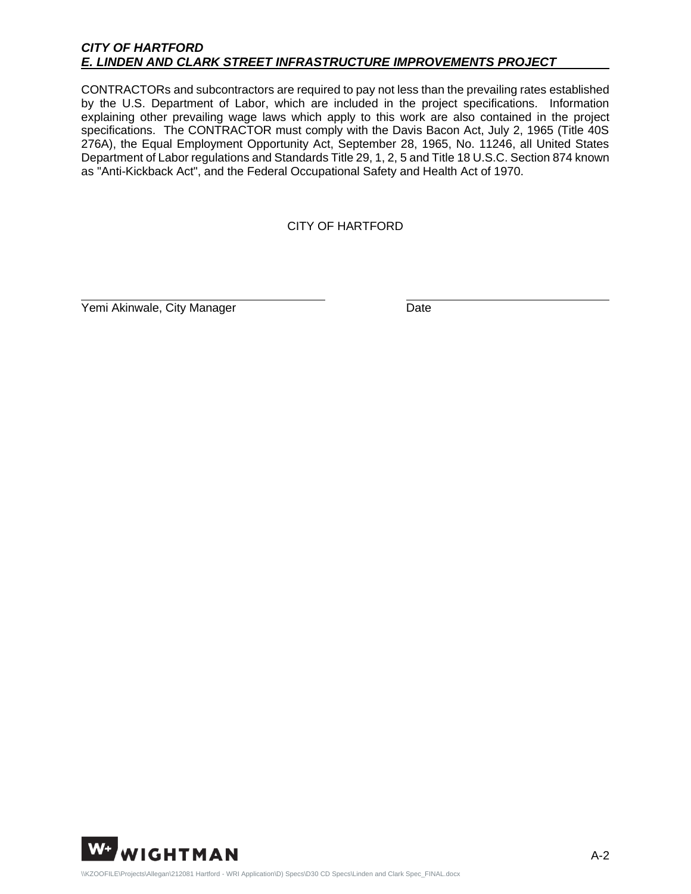CONTRACTORs and subcontractors are required to pay not less than the prevailing rates established by the U.S. Department of Labor, which are included in the project specifications. Information explaining other prevailing wage laws which apply to this work are also contained in the project specifications. The CONTRACTOR must comply with the Davis Bacon Act, July 2, 1965 (Title 40S 276A), the Equal Employment Opportunity Act, September 28, 1965, No. 11246, all United States Department of Labor regulations and Standards Title 29, 1, 2, 5 and Title 18 U.S.C. Section 874 known as "Anti-Kickback Act", and the Federal Occupational Safety and Health Act of 1970.

CITY OF HARTFORD

______________________________ ______________________________

Yemi Akinwale, City Manager Date